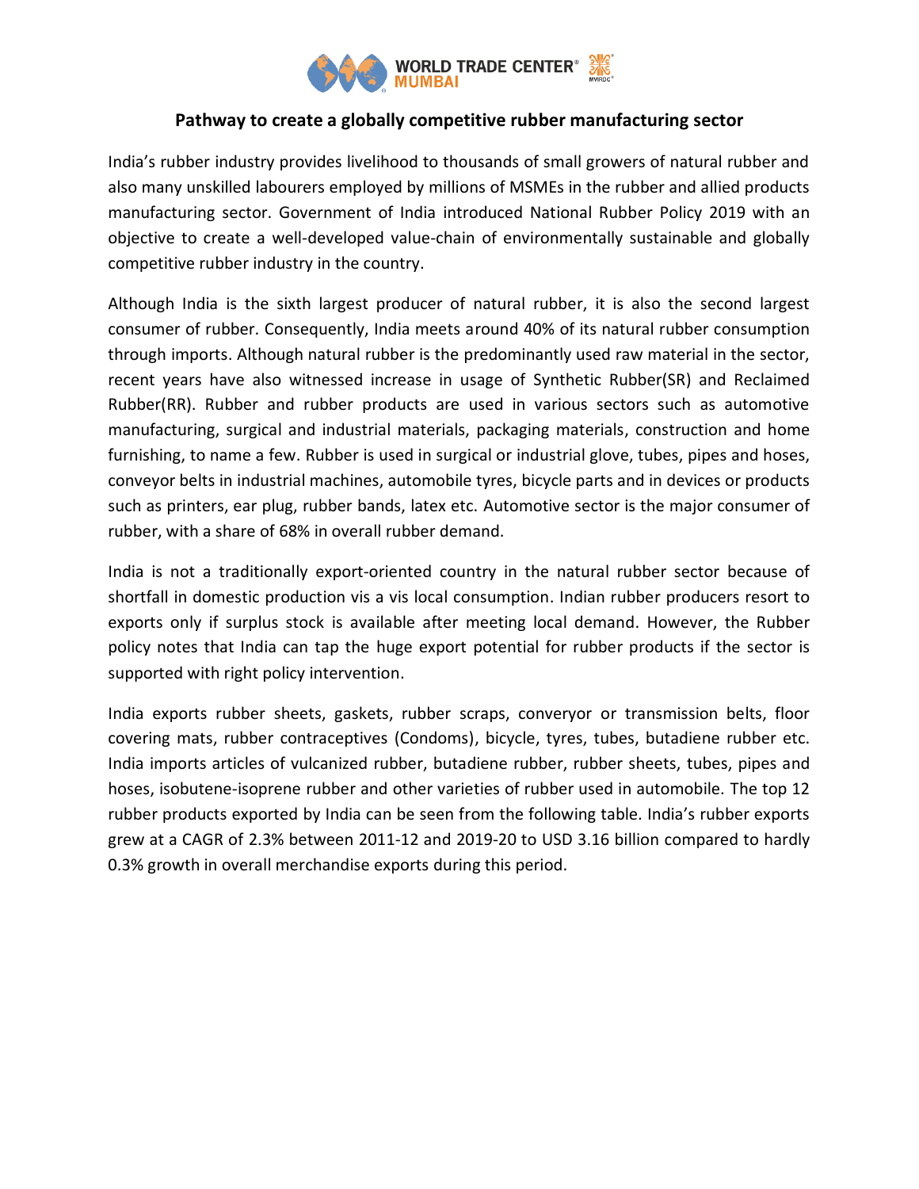## Pathway to create a globally competitive rubber manufacturing sector

India's rubber industry provides livelihood to thousands of small growers of natural rubber and also many unskilled labourers employed by millions of MSMEs in the rubber and allied products manufacturing sector. Government of India introduced National Rubber Policy 2019 with an objective to create a well-developed value-chain of environmentally sustainable and globally competitive rubber industry in the country.

Although India is the sixth largest producer of natural rubber, it is also the second largest consumer of rubber. Consequently, India meets around 40% of its natural rubber consumption through imports. Although natural rubber is the predominantly used raw material in the sector, recent years have also witnessed increase in usage of Synthetic Rubber(SR) and Reclaimed Rubber(RR). Rubber and rubber products are used in various sectors such as automotive manufacturing, surgical and industrial materials, packaging materials, construction and home furnishing, to name a few. Rubber is used in surgical or industrial glove, tubes, pipes and hoses, conveyor belts in industrial machines, automobile tyres, bicycle parts and in devices or products such as printers, ear plug, rubber bands, latex etc. Automotive sector is the major consumer of rubber, with a share of 68% in overall rubber demand.

India is not a traditionally export-oriented country in the natural rubber sector because of shortfall in domestic production vis a vis local consumption. Indian rubber producers resort to exports only if surplus stock is available after meeting local demand. However, the Rubber policy notes that India can tap the huge export potential for rubber products if the sector is supported with right policy intervention.

India exports rubber sheets, gaskets, rubber scraps, converyor or transmission belts, floor covering mats, rubber contraceptives (Condoms), bicycle, tyres, tubes, butadiene rubber etc. India imports articles of vulcanized rubber, butadiene rubber, rubber sheets, tubes, pipes and hoses, isobutene-isoprene rubber and other varieties of rubber used in automobile. The top 12 rubber products exported by India can be seen from the following table. India's rubber exports grew at a CAGR of 2.3% between 2011-12 and 2019-20 to USD 3.16 billion compared to hardly 0.3% growth in overall merchandise exports during this period.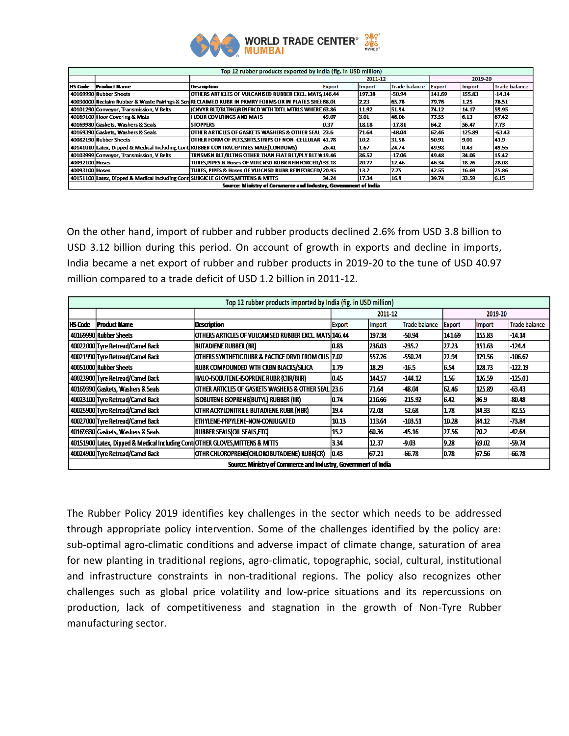| Top 12 rubber products exported by India (fig. in USD million) | | | | | | | | |
|---|---|---|---|---|---|---|---|---|
| | | | 2011-12 | | | 2019-20 | | |
| HS Code | Product Name | Description | Export | Import | Trade balance | Export | Import | Trade balance |
| 40169990 | Rubber Sheets | OTHERS ARTICLES OF VULCANISED RUBBER EXCL. MATS | 146.44 | 197.38 | -50.94 | 141.69 | 155.83 | -14.14 |
| 40030000 | Reclaim Rubber & Waste Pairings & Scra | RECLAIMED RUBR IN PRMRY FORMS OR IN PLATES SHEE | 68.01 | 2.23 | 65.78 | 79.76 | 1.25 | 78.51 |
| 40101290 | Conveyor, Transmission, V Belts | (CNVYR BLT/BLTNG)RENFRCD WTH TXTL MTRLS WHERE | 63.86 | 11.92 | 51.94 | 74.12 | 14.17 | 59.95 |
| 40169100 | Floor Covering & Mats | FLOOR COVERINGS AND MATS | 49.07 | 3.01 | 46.06 | 73.55 | 6.13 | 67.42 |
| 40169980 | Gaskets, Washers & Seals | STOPPERS | 0.37 | 18.18 | -17.81 | 64.2 | 56.47 | 7.73 |
| 40169390 | Gaskets, Washers & Seals | OTHER ARTICLES OF GASKETS WASHERS & OTHER SEAL | 23.6 | 71.64 | -48.04 | 62.46 | 125.89 | -63.43 |
| 40082190 | Rubber Sheets | OTHER FORM OF PLTS,SHTS,STRIPS OF NON- CELLULAR | 41.78 | 10.2 | 31.58 | 50.91 | 9.01 | 41.9 |
| 40141010 | Latex, Dipped & Medical Including Cont | RUBBER CONTRACEPTIVES MALE(CONDOMS) | 26.41 | 1.67 | 24.74 | 49.98 | 0.43 | 49.55 |
| 40103999 | Conveyor, Transmission, V Belts | TRNSMSN BLT/BLTNG OTHER THAN FLAT BLT/PLY BLT W | 19.46 | 36.52 | -17.06 | 49.48 | 34.06 | 15.42 |
| 40092100 | Hoses | TUBES,PIPES & Hoses OF VULCNSD RUBR REINFORCED/ | 33.18 | 20.72 | 12.46 | 46.34 | 18.26 | 28.08 |
| 40093100 | Hoses | TUBES, PIPES & Hoses OF VULCNSD RUBR REINFORCED/ | 20.95 | 13.2 | 7.75 | 42.55 | 16.69 | 25.86 |
| 40151100 | Latex, Dipped & Medical Including Cont | SURGICLE GLOVES,MITTENS & MITTS | 34.24 | 17.34 | 16.9 | 39.74 | 33.59 | 6.15 |
| Source: Ministry of Commerce and Industry, Government of India | | | | | | | | |

On the other hand, import of rubber and rubber products declined 2.6% from USD 3.8 billion to USD 3.12 billion during this period. On account of growth in exports and decline in imports, India became a net export of rubber and rubber products in 2019-20 to the tune of USD 40.97 million compared to a trade deficit of USD 1.2 billion in 2011-12.

| Top 12 rubber products imported by India (fig. in USD million) | | | | | | | | |
|---|---|---|---|---|---|---|---|---|
| | | | 2011-12 | | | 2019-20 | | |
| HS Code | Product Name | Description | Export | Import | Trade balance | Export | Import | Trade balance |
| 40169990 | Rubber Sheets | OTHERS ARTICLES OF VULCANISED RUBBER EXCL. MATS | 146.44 | 197.38 | -50.94 | 141.69 | 155.83 | -14.14 |
| 40022000 | Tyre Retread/Camel Back | BUTADIENE RUBBER (BR) | 0.83 | 236.03 | -235.2 | 27.23 | 151.63 | -124.4 |
| 40021990 | Tyre Retread/Camel Back | OTHERS SYNTHETIC RUBR & PACTICE DRVD FROM OILS | 7.02 | 557.26 | -550.24 | 22.94 | 129.56 | -106.62 |
| 40051000 | Rubber Sheets | RUBR COMPOUNDED WTH CRBN BLACKS/SILICA | 1.79 | 18.29 | -16.5 | 6.54 | 128.73 | -122.19 |
| 40023900 | Tyre Retread/Camel Back | HALO-ISOBUTENE-ISOPRENE RUBR (CIIR/BIIR) | 0.45 | 144.57 | -144.12 | 1.56 | 126.59 | -125.03 |
| 40169390 | Gaskets, Washers & Seals | OTHER ARTICLES OF GASKETS WASHERS & OTHER SEAL | 23.6 | 71.64 | -48.04 | 62.46 | 125.89 | -63.43 |
| 40023100 | Tyre Retread/Camel Back | ISOBUTENE-ISOPRENE(BUTYL) RUBBER (IIR) | 0.74 | 216.66 | -215.92 | 6.42 | 86.9 | -80.48 |
| 40025900 | Tyre Retread/Camel Back | OTHR ACRYLONITRILE-BUTADIENE RUBR (NBR) | 19.4 | 72.08 | -52.68 | 1.78 | 84.33 | -82.55 |
| 40027000 | Tyre Retread/Camel Back | ETHYLENE-PRPYLENE-NON-CONJUGATED | 10.13 | 113.64 | -103.51 | 10.28 | 84.12 | -73.84 |
| 40169330 | Gaskets, Washers & Seals | RUBBER SEALS(OIL SEALS,ETC) | 15.2 | 60.36 | -45.16 | 27.56 | 70.2 | -42.64 |
| 40151900 | Latex, Dipped & Medical Including Cont | OTHER GLOVES,MITTENS & MITTS | 3.34 | 12.37 | -9.03 | 9.28 | 69.02 | -59.74 |
| 40024900 | Tyre Retread/Camel Back | OTHR CHLOROPRENE(CHLOROBUTADIENE) RUBR(CR) | 0.43 | 67.21 | -66.78 | 0.78 | 67.56 | -66.78 |
| Source: Ministry of Commerce and Industry, Government of India | | | | | | | | |

The Rubber Policy 2019 identifies key challenges in the sector which needs to be addressed through appropriate policy intervention. Some of the challenges identified by the policy are: sub-optimal agro-climatic conditions and adverse impact of climate change, saturation of area for new planting in traditional regions, agro-climatic, topographic, social, cultural, institutional and infrastructure constraints in non-traditional regions. The policy also recognizes other challenges such as global price volatility and low-price situations and its repercussions on production, lack of competitiveness and stagnation in the growth of Non-Tyre Rubber manufacturing sector.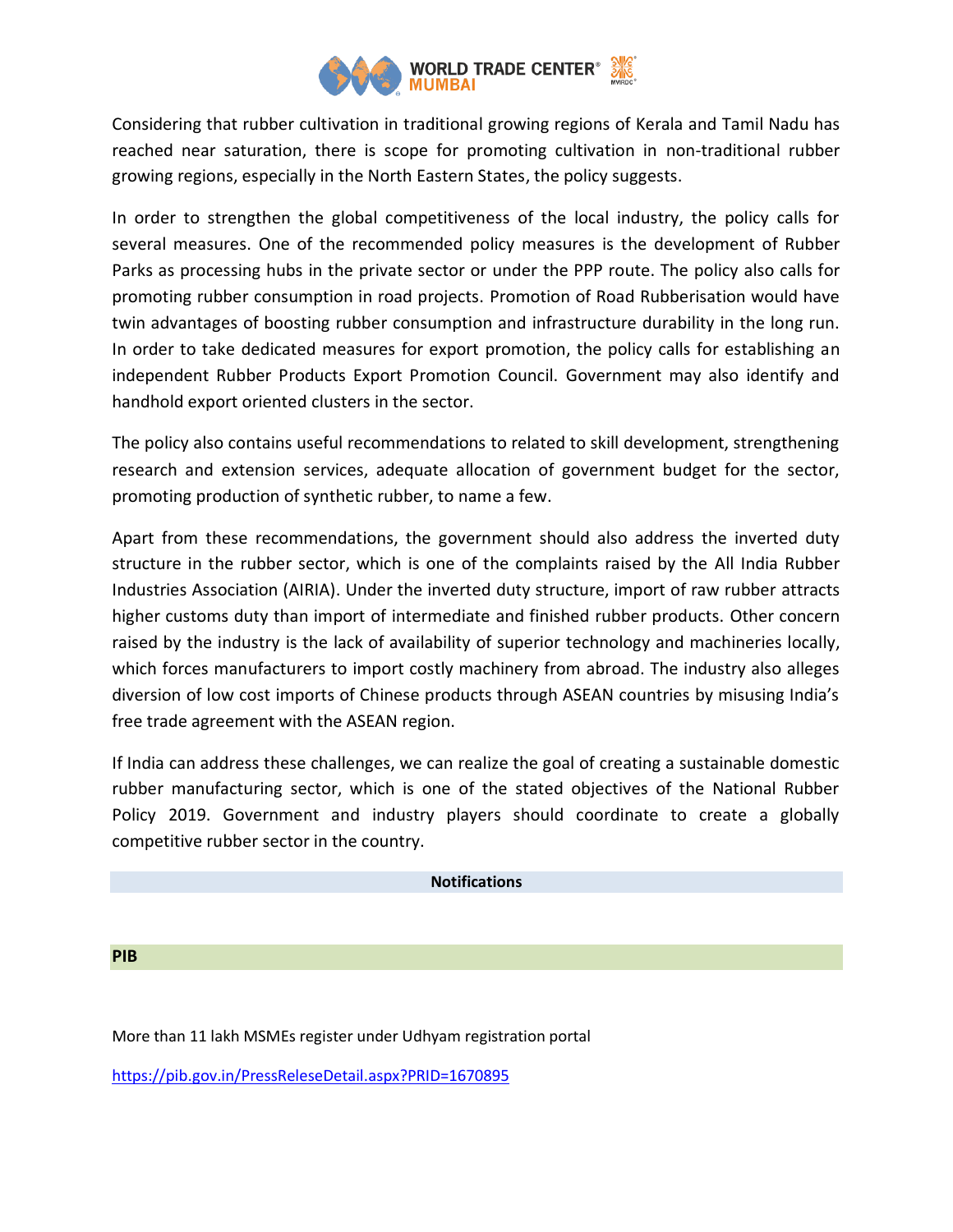Considering that rubber cultivation in traditional growing regions of Kerala and Tamil Nadu has reached near saturation, there is scope for promoting cultivation in non-traditional rubber growing regions, especially in the North Eastern States, the policy suggests.

In order to strengthen the global competitiveness of the local industry, the policy calls for several measures. One of the recommended policy measures is the development of Rubber Parks as processing hubs in the private sector or under the PPP route. The policy also calls for promoting rubber consumption in road projects. Promotion of Road Rubberisation would have twin advantages of boosting rubber consumption and infrastructure durability in the long run. In order to take dedicated measures for export promotion, the policy calls for establishing an independent Rubber Products Export Promotion Council. Government may also identify and handhold export oriented clusters in the sector.

The policy also contains useful recommendations to related to skill development, strengthening research and extension services, adequate allocation of government budget for the sector, promoting production of synthetic rubber, to name a few.

Apart from these recommendations, the government should also address the inverted duty structure in the rubber sector, which is one of the complaints raised by the All India Rubber Industries Association (AIRIA). Under the inverted duty structure, import of raw rubber attracts higher customs duty than import of intermediate and finished rubber products. Other concern raised by the industry is the lack of availability of superior technology and machineries locally, which forces manufacturers to import costly machinery from abroad. The industry also alleges diversion of low cost imports of Chinese products through ASEAN countries by misusing India's free trade agreement with the ASEAN region.

If India can address these challenges, we can realize the goal of creating a sustainable domestic rubber manufacturing sector, which is one of the stated objectives of the National Rubber Policy 2019. Government and industry players should coordinate to create a globally competitive rubber sector in the country.

## Notifications

### PIB

More than 11 lakh MSMEs register under Udhyam registration portal

https://pib.gov.in/PressReleseDetail.aspx?PRID=1670895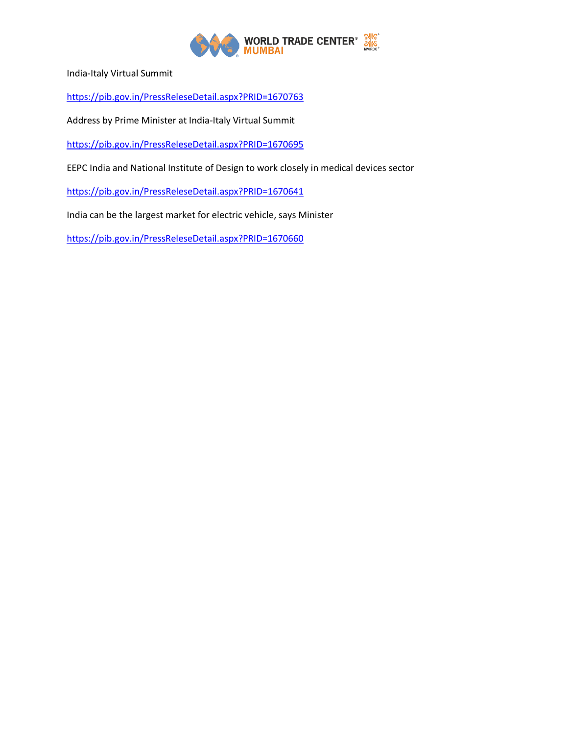India-Italy Virtual Summit

https://pib.gov.in/PressReleseDetail.aspx?PRID=1670763

Address by Prime Minister at India-Italy Virtual Summit

https://pib.gov.in/PressReleseDetail.aspx?PRID=1670695

EEPC India and National Institute of Design to work closely in medical devices sector

https://pib.gov.in/PressReleseDetail.aspx?PRID=1670641

India can be the largest market for electric vehicle, says Minister

https://pib.gov.in/PressReleseDetail.aspx?PRID=1670660